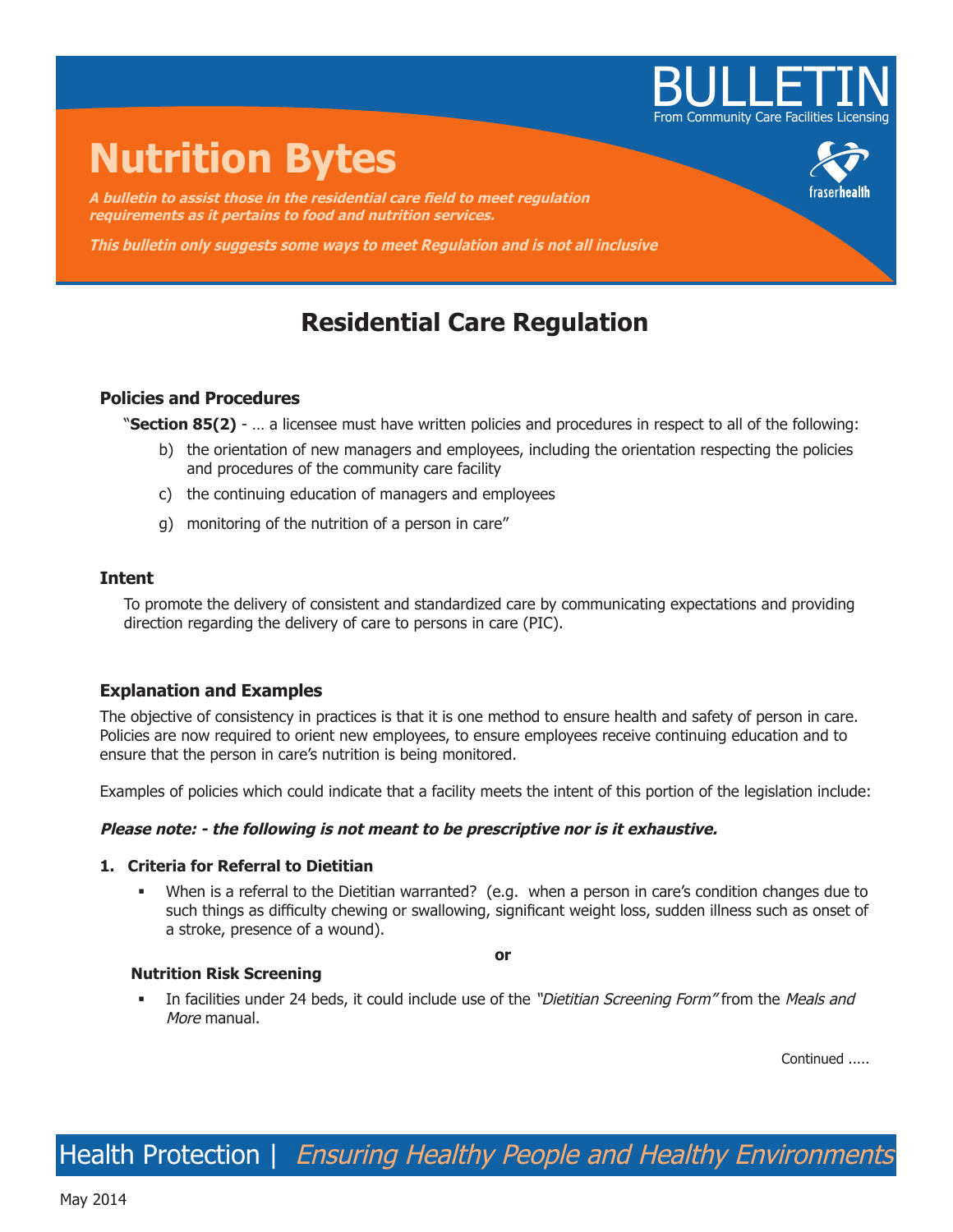BULLETIN
From Community Care Facilities Licensing

# Nutrition Bytes

***A bulletin to assist those in the residential care field to meet regulation requirements as it pertains to food and nutrition services.***

***This bulletin only suggests some ways to meet Regulation and is not all inclusive***

## Residential Care Regulation

### Policies and Procedures

"**Section 85(2)** - … a licensee must have written policies and procedures in respect to all of the following:

b) the orientation of new managers and employees, including the orientation respecting the policies and procedures of the community care facility

c) the continuing education of managers and employees

g) monitoring of the nutrition of a person in care"

### Intent

To promote the delivery of consistent and standardized care by communicating expectations and providing direction regarding the delivery of care to persons in care (PIC).

### Explanation and Examples

The objective of consistency in practices is that it is one method to ensure health and safety of person in care. Policies are now required to orient new employees, to ensure employees receive continuing education and to ensure that the person in care's nutrition is being monitored.

Examples of policies which could indicate that a facility meets the intent of this portion of the legislation include:

***Please note: - the following is not meant to be prescriptive nor is it exhaustive.***

1. **Criteria for Referral to Dietitian**
   - When is a referral to the Dietitian warranted? (e.g. when a person in care's condition changes due to such things as difficulty chewing or swallowing, significant weight loss, sudden illness such as onset of a stroke, presence of a wound).

   **or**

   **Nutrition Risk Screening**
   - In facilities under 24 beds, it could include use of the *"Dietitian Screening Form"* from the *Meals and More* manual.

Continued .....

Health Protection | *Ensuring Healthy People and Healthy Environments*

May 2014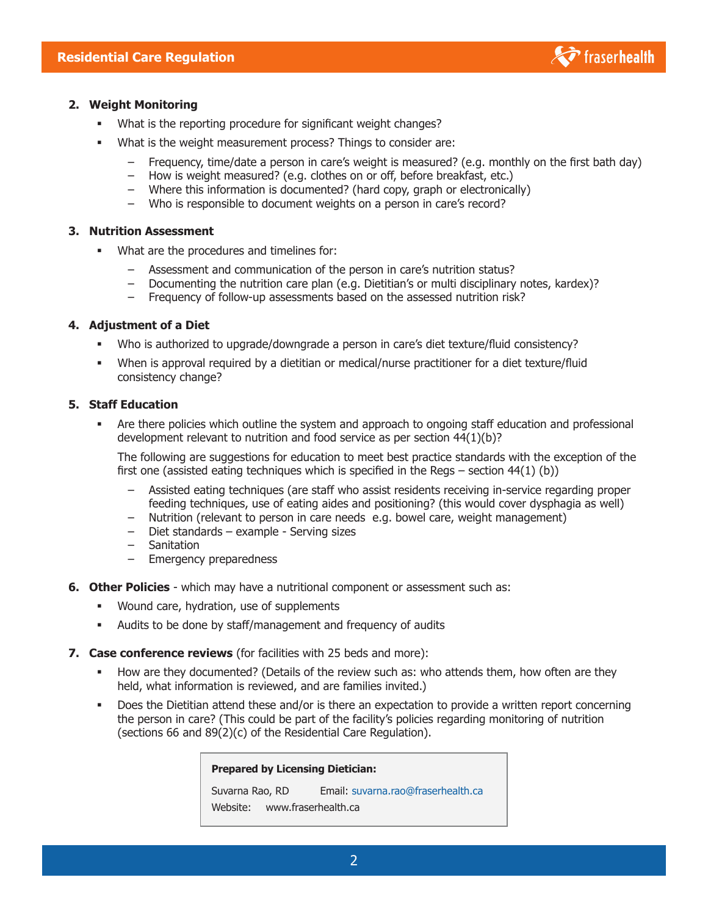2. **Weight Monitoring**
   - What is the reporting procedure for significant weight changes?
   - What is the weight measurement process? Things to consider are:
     - Frequency, time/date a person in care's weight is measured? (e.g. monthly on the first bath day)
     - How is weight measured? (e.g. clothes on or off, before breakfast, etc.)
     - Where this information is documented? (hard copy, graph or electronically)
     - Who is responsible to document weights on a person in care's record?

3. **Nutrition Assessment**
   - What are the procedures and timelines for:
     - Assessment and communication of the person in care's nutrition status?
     - Documenting the nutrition care plan (e.g. Dietitian's or multi disciplinary notes, kardex)?
     - Frequency of follow-up assessments based on the assessed nutrition risk?

4. **Adjustment of a Diet**
   - Who is authorized to upgrade/downgrade a person in care's diet texture/fluid consistency?
   - When is approval required by a dietitian or medical/nurse practitioner for a diet texture/fluid consistency change?

5. **Staff Education**
   - Are there policies which outline the system and approach to ongoing staff education and professional development relevant to nutrition and food service as per section 44(1)(b)?

     The following are suggestions for education to meet best practice standards with the exception of the first one (assisted eating techniques which is specified in the Regs – section 44(1) (b))

     - Assisted eating techniques (are staff who assist residents receiving in-service regarding proper feeding techniques, use of eating aides and positioning? (this would cover dysphagia as well)
     - Nutrition (relevant to person in care needs e.g. bowel care, weight management)
     - Diet standards – example - Serving sizes
     - Sanitation
     - Emergency preparedness

6. **Other Policies** - which may have a nutritional component or assessment such as:
   - Wound care, hydration, use of supplements
   - Audits to be done by staff/management and frequency of audits

7. **Case conference reviews** (for facilities with 25 beds and more):
   - How are they documented? (Details of the review such as: who attends them, how often are they held, what information is reviewed, and are families invited.)
   - Does the Dietitian attend these and/or is there an expectation to provide a written report concerning the person in care? (This could be part of the facility's policies regarding monitoring of nutrition (sections 66 and 89(2)(c) of the Residential Care Regulation).

**Prepared by Licensing Dietician:**

Suvarna Rao, RD     Email: suvarna.rao@fraserhealth.ca

Website:   www.fraserhealth.ca